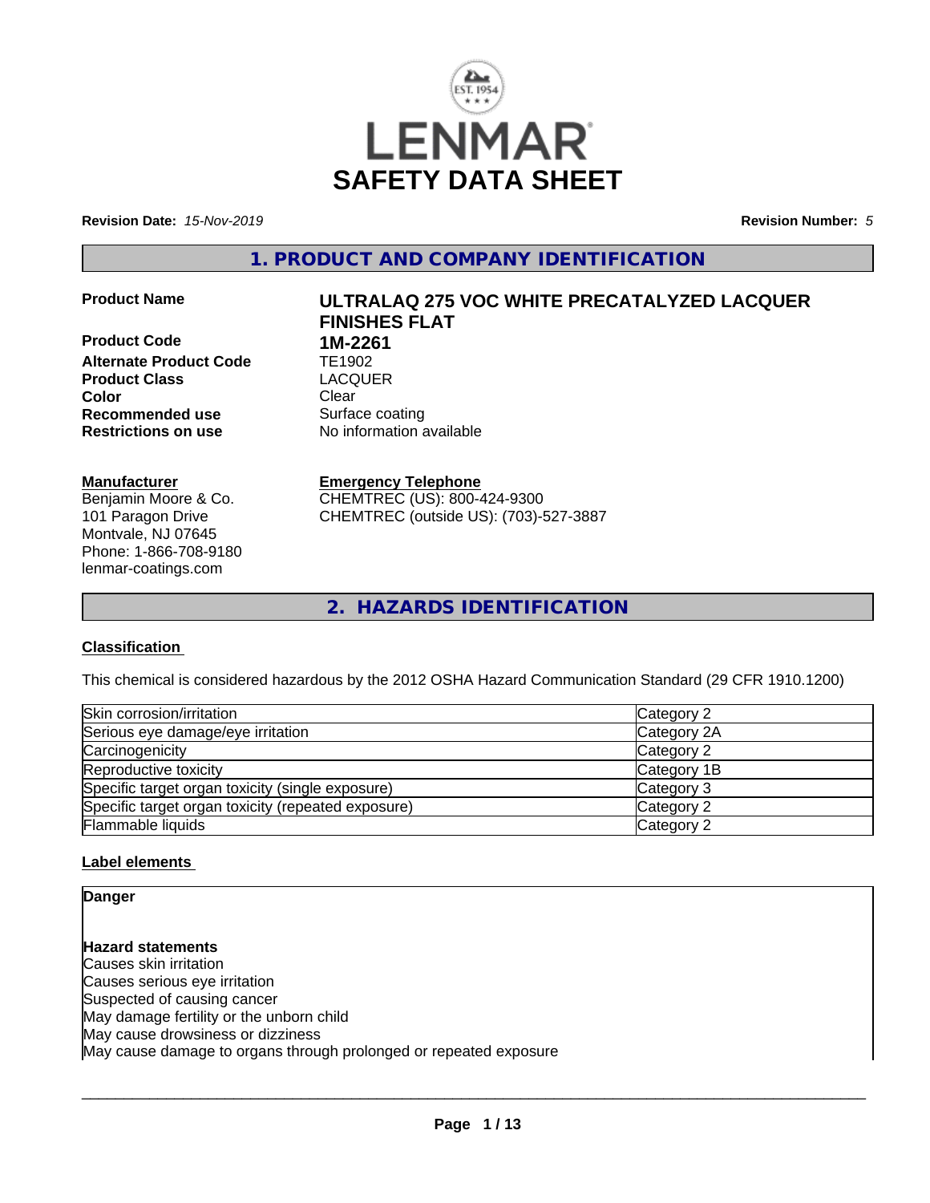# SAFETY DATA SHEET

**Revision Date:** *15-Nov-2019* **Revision Number:** *5*

## 1. PRODUCT AND COMPANY IDENTIFICATION

| | |
|---|---|
| **Product Name** | **ULTRALAQ 275 VOC WHITE PRECATALYZED LACQUER FINISHES FLAT** |
| **Product Code** | **1M-2261** |
| **Alternate Product Code** | TE1902 |
| **Product Class** | LACQUER |
| **Color** | Clear |
| **Recommended use** | Surface coating |
| **Restrictions on use** | No information available |

**Manufacturer**
Benjamin Moore & Co.
101 Paragon Drive
Montvale, NJ 07645
Phone: 1-866-708-9180
lenmar-coatings.com

**Emergency Telephone**
CHEMTREC (US): 800-424-9300
CHEMTREC (outside US): (703)-527-3887

## 2. HAZARDS IDENTIFICATION

### Classification

This chemical is considered hazardous by the 2012 OSHA Hazard Communication Standard (29 CFR 1910.1200)

| | |
|---|---|
| Skin corrosion/irritation | Category 2 |
| Serious eye damage/eye irritation | Category 2A |
| Carcinogenicity | Category 2 |
| Reproductive toxicity | Category 1B |
| Specific target organ toxicity (single exposure) | Category 3 |
| Specific target organ toxicity (repeated exposure) | Category 2 |
| Flammable liquids | Category 2 |

### Label elements

**Danger**

**Hazard statements**
Causes skin irritation
Causes serious eye irritation
Suspected of causing cancer
May damage fertility or the unborn child
May cause drowsiness or dizziness
May cause damage to organs through prolonged or repeated exposure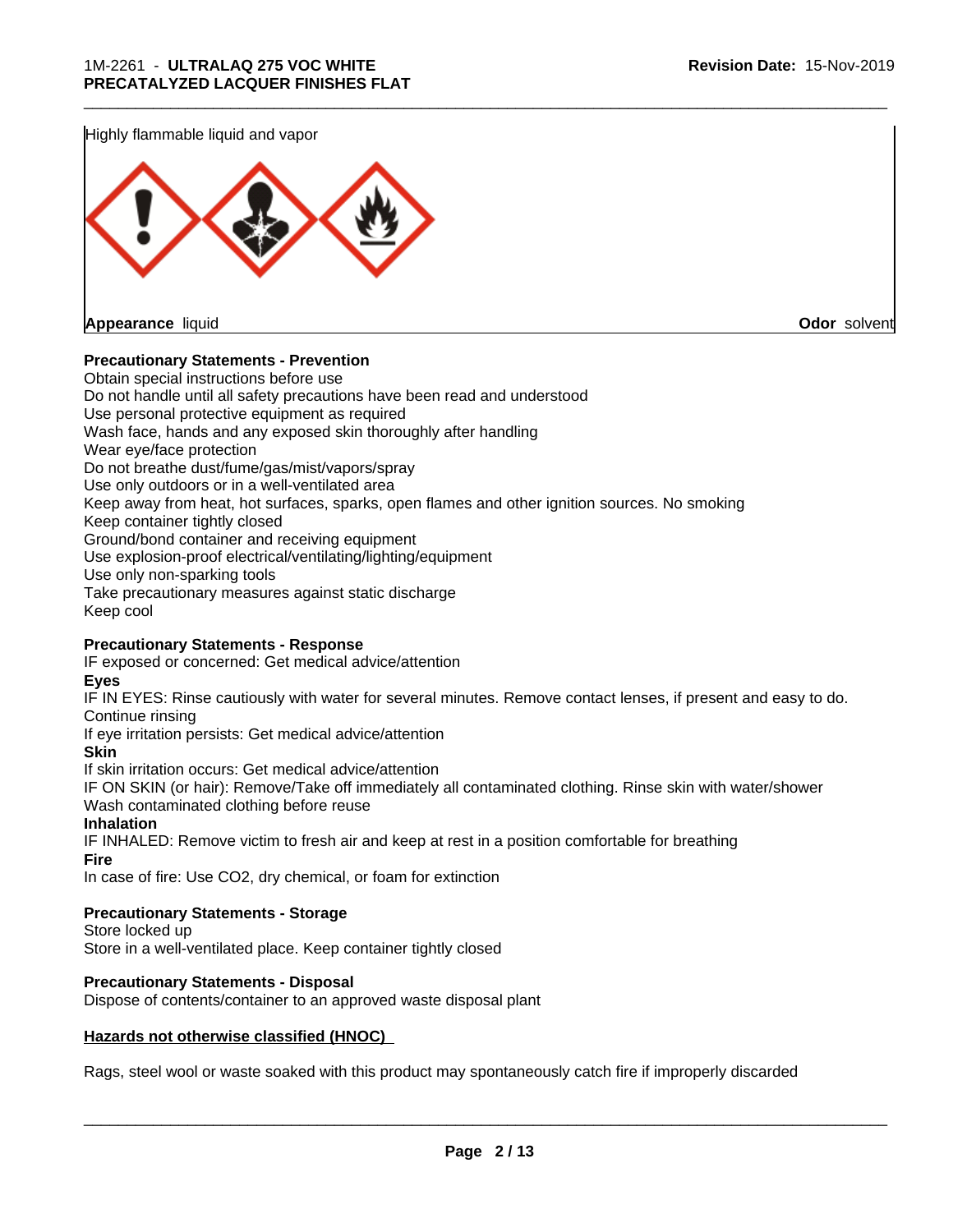Highly flammable liquid and vapor

**Appearance** liquid **Odor** solvent

**Precautionary Statements - Prevention**

Obtain special instructions before use
Do not handle until all safety precautions have been read and understood
Use personal protective equipment as required
Wash face, hands and any exposed skin thoroughly after handling
Wear eye/face protection
Do not breathe dust/fume/gas/mist/vapors/spray
Use only outdoors or in a well-ventilated area
Keep away from heat, hot surfaces, sparks, open flames and other ignition sources. No smoking
Keep container tightly closed
Ground/bond container and receiving equipment
Use explosion-proof electrical/ventilating/lighting/equipment
Use only non-sparking tools
Take precautionary measures against static discharge
Keep cool

**Precautionary Statements - Response**

IF exposed or concerned: Get medical advice/attention

**Eyes**

IF IN EYES: Rinse cautiously with water for several minutes. Remove contact lenses, if present and easy to do. Continue rinsing
If eye irritation persists: Get medical advice/attention

**Skin**

If skin irritation occurs: Get medical advice/attention
IF ON SKIN (or hair): Remove/Take off immediately all contaminated clothing. Rinse skin with water/shower
Wash contaminated clothing before reuse

**Inhalation**

IF INHALED: Remove victim to fresh air and keep at rest in a position comfortable for breathing

**Fire**

In case of fire: Use $CO_2$, dry chemical, or foam for extinction

**Precautionary Statements - Storage**

Store locked up
Store in a well-ventilated place. Keep container tightly closed

**Precautionary Statements - Disposal**

Dispose of contents/container to an approved waste disposal plant

**Hazards not otherwise classified (HNOC)**

Rags, steel wool or waste soaked with this product may spontaneously catch fire if improperly discarded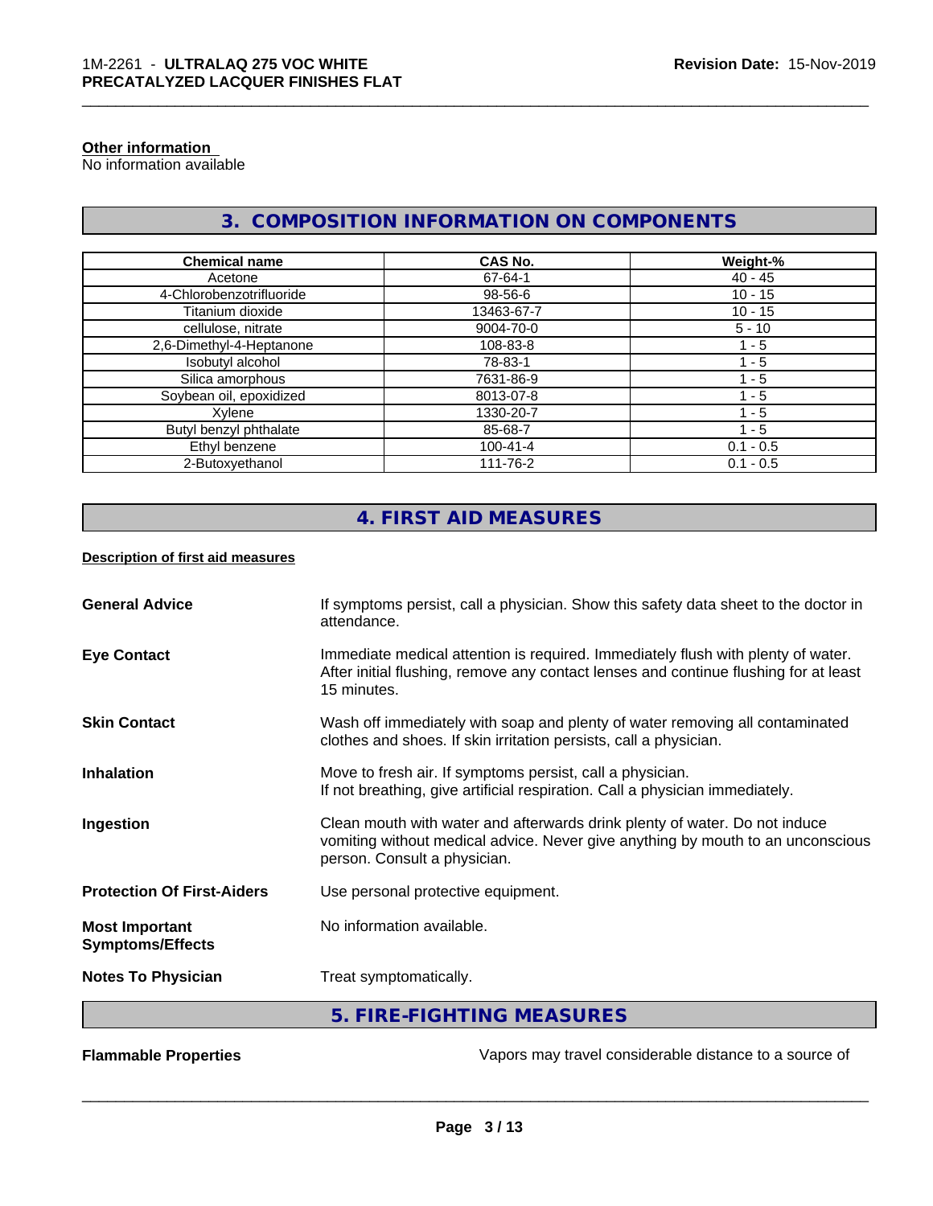**Other information**
No information available

## 3. COMPOSITION INFORMATION ON COMPONENTS

| Chemical name | CAS No. | Weight-% |
| --- | --- | --- |
| Acetone | 67-64-1 | 40 - 45 |
| 4-Chlorobenzotrifluoride | 98-56-6 | 10 - 15 |
| Titanium dioxide | 13463-67-7 | 10 - 15 |
| cellulose, nitrate | 9004-70-0 | 5 - 10 |
| 2,6-Dimethyl-4-Heptanone | 108-83-8 | 1 - 5 |
| Isobutyl alcohol | 78-83-1 | 1 - 5 |
| Silica amorphous | 7631-86-9 | 1 - 5 |
| Soybean oil, epoxidized | 8013-07-8 | 1 - 5 |
| Xylene | 1330-20-7 | 1 - 5 |
| Butyl benzyl phthalate | 85-68-7 | 1 - 5 |
| Ethyl benzene | 100-41-4 | 0.1 - 0.5 |
| 2-Butoxyethanol | 111-76-2 | 0.1 - 0.5 |

## 4. FIRST AID MEASURES

**Description of first aid measures**

**General Advice** If symptoms persist, call a physician. Show this safety data sheet to the doctor in attendance.

**Eye Contact** Immediate medical attention is required. Immediately flush with plenty of water. After initial flushing, remove any contact lenses and continue flushing for at least 15 minutes.

**Skin Contact** Wash off immediately with soap and plenty of water removing all contaminated clothes and shoes. If skin irritation persists, call a physician.

**Inhalation** Move to fresh air. If symptoms persist, call a physician.
If not breathing, give artificial respiration. Call a physician immediately.

**Ingestion** Clean mouth with water and afterwards drink plenty of water. Do not induce vomiting without medical advice. Never give anything by mouth to an unconscious person. Consult a physician.

**Protection Of First-Aiders** Use personal protective equipment.

**Most Important Symptoms/Effects** No information available.

**Notes To Physician** Treat symptomatically.

## 5. FIRE-FIGHTING MEASURES

**Flammable Properties** Vapors may travel considerable distance to a source of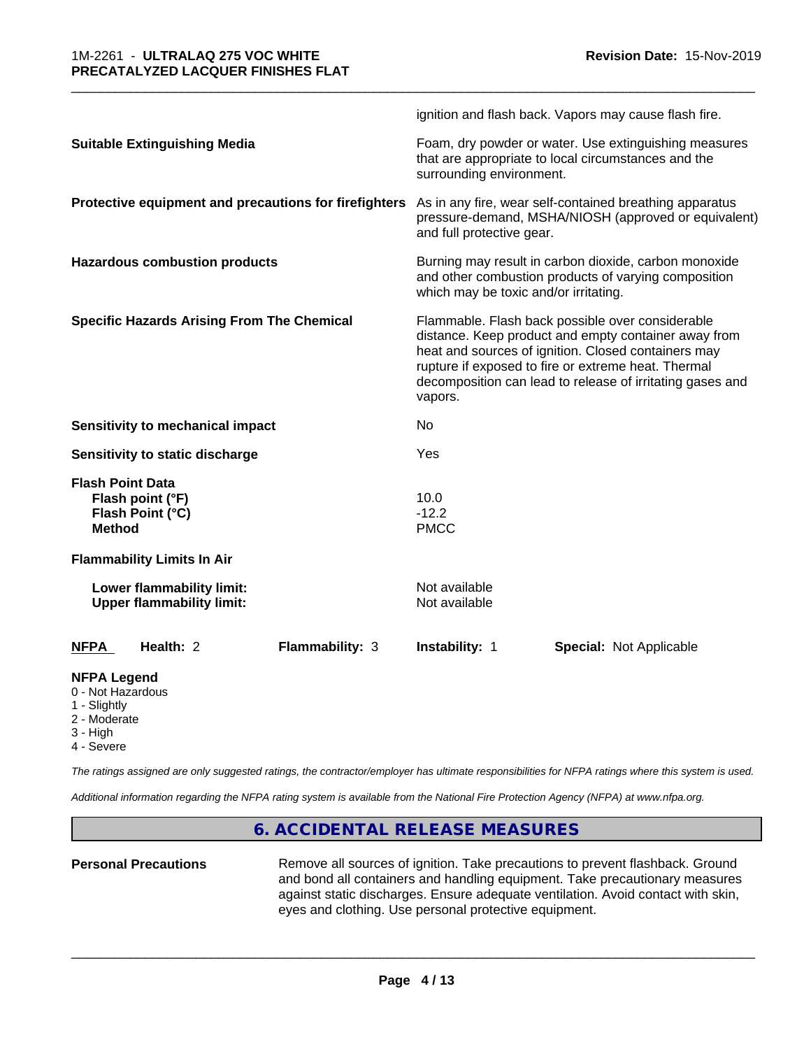ignition and flash back. Vapors may cause flash fire.

| | |
|---|---|
| **Suitable Extinguishing Media** | Foam, dry powder or water. Use extinguishing measures that are appropriate to local circumstances and the surrounding environment. |
| **Protective equipment and precautions for firefighters** | As in any fire, wear self-contained breathing apparatus pressure-demand, MSHA/NIOSH (approved or equivalent) and full protective gear. |
| **Hazardous combustion products** | Burning may result in carbon dioxide, carbon monoxide and other combustion products of varying composition which may be toxic and/or irritating. |
| **Specific Hazards Arising From The Chemical** | Flammable. Flash back possible over considerable distance. Keep product and empty container away from heat and sources of ignition. Closed containers may rupture if exposed to fire or extreme heat. Thermal decomposition can lead to release of irritating gases and vapors. |
| **Sensitivity to mechanical impact** | No |
| **Sensitivity to static discharge** | Yes |
| **Flash Point Data** | |
| **Flash point (°F)** | 10.0 |
| **Flash Point (°C)** | -12.2 |
| **Method** | PMCC |
| **Flammability Limits In Air** | |
| **Lower flammability limit:** | Not available |
| **Upper flammability limit:** | Not available |

| **NFPA** | **Health:** 2 | **Flammability:** 3 | **Instability:** 1 | **Special:** Not Applicable |
|---|---|---|---|---|

**NFPA Legend**
- 0 - Not Hazardous
- 1 - Slightly
- 2 - Moderate
- 3 - High
- 4 - Severe

*The ratings assigned are only suggested ratings, the contractor/employer has ultimate responsibilities for NFPA ratings where this system is used.*

*Additional information regarding the NFPA rating system is available from the National Fire Protection Agency (NFPA) at www.nfpa.org.*

## 6. ACCIDENTAL RELEASE MEASURES

| | |
|---|---|
| **Personal Precautions** | Remove all sources of ignition. Take precautions to prevent flashback. Ground and bond all containers and handling equipment. Take precautionary measures against static discharges. Ensure adequate ventilation. Avoid contact with skin, eyes and clothing. Use personal protective equipment. |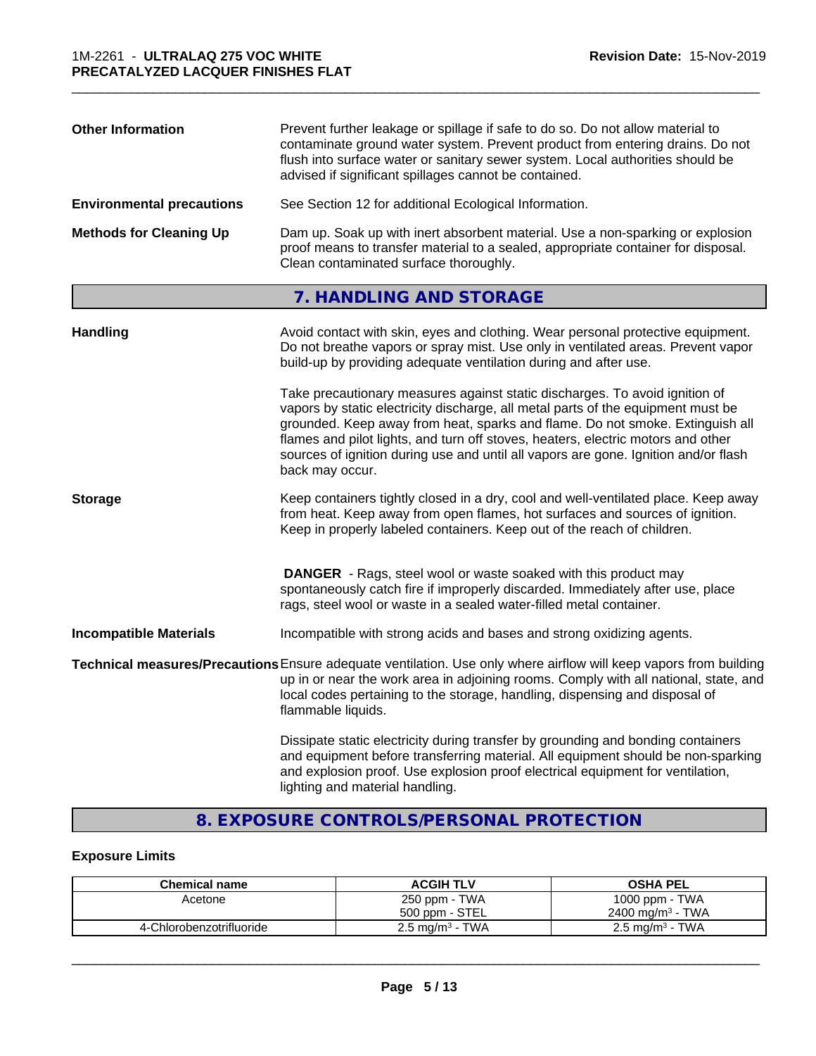**Other Information**

Prevent further leakage or spillage if safe to do so. Do not allow material to contaminate ground water system. Prevent product from entering drains. Do not flush into surface water or sanitary sewer system. Local authorities should be advised if significant spillages cannot be contained.

**Environmental precautions**

See Section 12 for additional Ecological Information.

**Methods for Cleaning Up**

Dam up. Soak up with inert absorbent material. Use a non-sparking or explosion proof means to transfer material to a sealed, appropriate container for disposal. Clean contaminated surface thoroughly.

## 7. HANDLING AND STORAGE

**Handling**

Avoid contact with skin, eyes and clothing. Wear personal protective equipment. Do not breathe vapors or spray mist. Use only in ventilated areas. Prevent vapor build-up by providing adequate ventilation during and after use.

Take precautionary measures against static discharges. To avoid ignition of vapors by static electricity discharge, all metal parts of the equipment must be grounded. Keep away from heat, sparks and flame. Do not smoke. Extinguish all flames and pilot lights, and turn off stoves, heaters, electric motors and other sources of ignition during use and until all vapors are gone. Ignition and/or flash back may occur.

**Storage**

Keep containers tightly closed in a dry, cool and well-ventilated place. Keep away from heat. Keep away from open flames, hot surfaces and sources of ignition. Keep in properly labeled containers. Keep out of the reach of children.

**DANGER** - Rags, steel wool or waste soaked with this product may spontaneously catch fire if improperly discarded. Immediately after use, place rags, steel wool or waste in a sealed water-filled metal container.

**Incompatible Materials**

Incompatible with strong acids and bases and strong oxidizing agents.

**Technical measures/Precautions**

Ensure adequate ventilation. Use only where airflow will keep vapors from building up in or near the work area in adjoining rooms. Comply with all national, state, and local codes pertaining to the storage, handling, dispensing and disposal of flammable liquids.

Dissipate static electricity during transfer by grounding and bonding containers and equipment before transferring material. All equipment should be non-sparking and explosion proof. Use explosion proof electrical equipment for ventilation, lighting and material handling.

## 8. EXPOSURE CONTROLS/PERSONAL PROTECTION

### Exposure Limits

| Chemical name | ACGIH TLV | OSHA PEL |
|---|---|---|
| Acetone | 250 ppm - TWA<br>500 ppm - STEL | 1000 ppm - TWA<br>2400 mg/m³ - TWA |
| 4-Chlorobenzotrifluoride | 2.5 mg/m³ - TWA | 2.5 mg/m³ - TWA |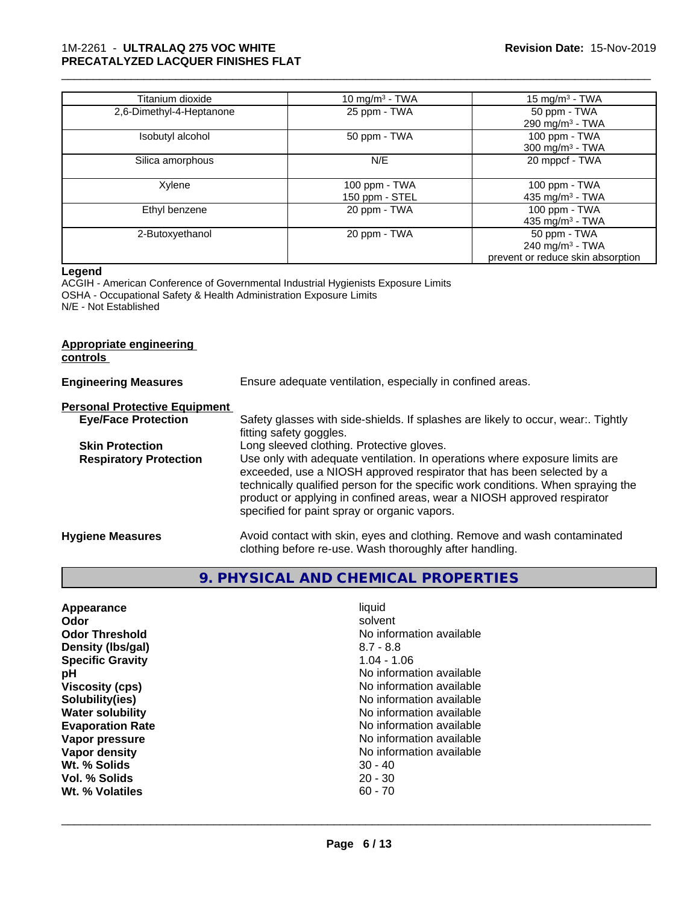| Titanium dioxide | 10 mg/m³ - TWA | 15 mg/m³ - TWA |
|---|---|---|
| 2,6-Dimethyl-4-Heptanone | 25 ppm - TWA | 50 ppm - TWA<br>290 mg/m³ - TWA |
| Isobutyl alcohol | 50 ppm - TWA | 100 ppm - TWA<br>300 mg/m³ - TWA |
| Silica amorphous | N/E | 20 mppcf - TWA |
| Xylene | 100 ppm - TWA<br>150 ppm - STEL | 100 ppm - TWA<br>435 mg/m³ - TWA |
| Ethyl benzene | 20 ppm - TWA | 100 ppm - TWA<br>435 mg/m³ - TWA |
| 2-Butoxyethanol | 20 ppm - TWA | 50 ppm - TWA<br>240 mg/m³ - TWA<br>prevent or reduce skin absorption |

**Legend**

ACGIH - American Conference of Governmental Industrial Hygienists Exposure Limits
OSHA - Occupational Safety & Health Administration Exposure Limits
N/E - Not Established

**Appropriate engineering controls**

**Engineering Measures** Ensure adequate ventilation, especially in confined areas.

**Personal Protective Equipment**

**Eye/Face Protection** Safety glasses with side-shields. If splashes are likely to occur, wear:. Tightly fitting safety goggles.

**Skin Protection** Long sleeved clothing. Protective gloves.

**Respiratory Protection** Use only with adequate ventilation. In operations where exposure limits are exceeded, use a NIOSH approved respirator that has been selected by a technically qualified person for the specific work conditions. When spraying the product or applying in confined areas, wear a NIOSH approved respirator specified for paint spray or organic vapors.

**Hygiene Measures** Avoid contact with skin, eyes and clothing. Remove and wash contaminated clothing before re-use. Wash thoroughly after handling.

## 9. PHYSICAL AND CHEMICAL PROPERTIES

| | |
|---|---|
| **Appearance** | liquid |
| **Odor** | solvent |
| **Odor Threshold** | No information available |
| **Density (lbs/gal)** | 8.7 - 8.8 |
| **Specific Gravity** | 1.04 - 1.06 |
| **pH** | No information available |
| **Viscosity (cps)** | No information available |
| **Solubility(ies)** | No information available |
| **Water solubility** | No information available |
| **Evaporation Rate** | No information available |
| **Vapor pressure** | No information available |
| **Vapor density** | No information available |
| **Wt. % Solids** | 30 - 40 |
| **Vol. % Solids** | 20 - 30 |
| **Wt. % Volatiles** | 60 - 70 |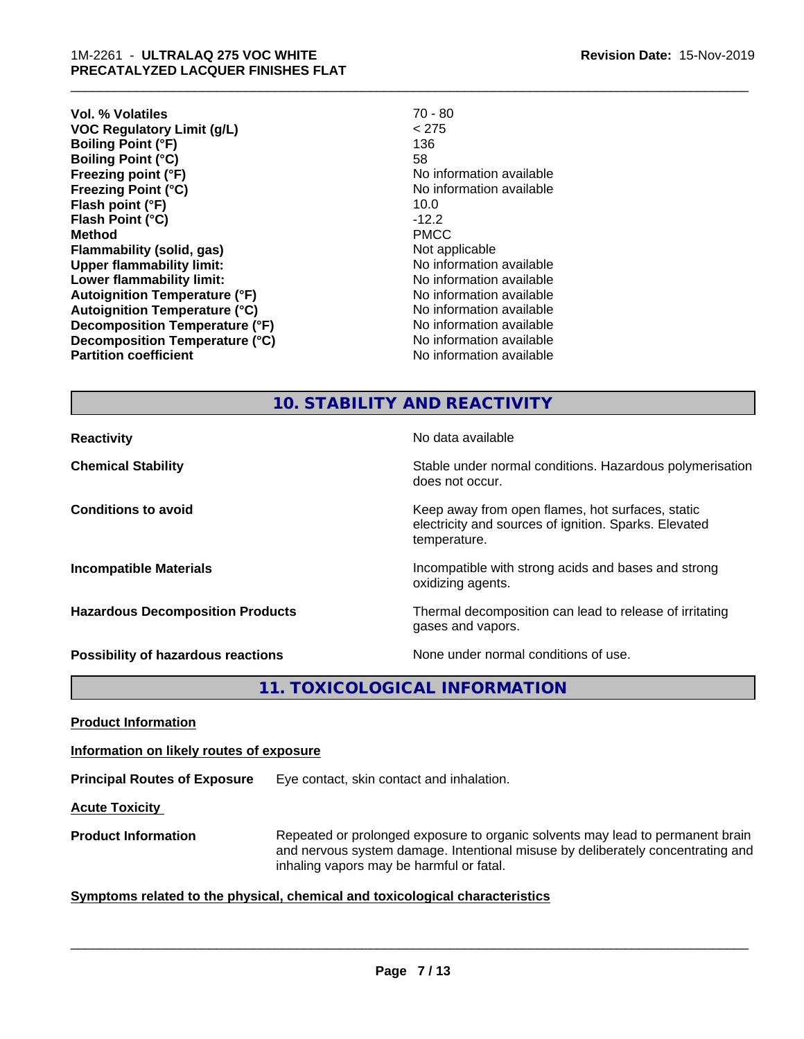| | |
|---|---|
| **Vol. % Volatiles** | 70 - 80 |
| **VOC Regulatory Limit (g/L)** | < 275 |
| **Boiling Point (°F)** | 136 |
| **Boiling Point (°C)** | 58 |
| **Freezing point (°F)** | No information available |
| **Freezing Point (°C)** | No information available |
| **Flash point (°F)** | 10.0 |
| **Flash Point (°C)** | -12.2 |
| **Method** | PMCC |
| **Flammability (solid, gas)** | Not applicable |
| **Upper flammability limit:** | No information available |
| **Lower flammability limit:** | No information available |
| **Autoignition Temperature (°F)** | No information available |
| **Autoignition Temperature (°C)** | No information available |
| **Decomposition Temperature (°F)** | No information available |
| **Decomposition Temperature (°C)** | No information available |
| **Partition coefficient** | No information available |

## 10. STABILITY AND REACTIVITY

| | |
|---|---|
| **Reactivity** | No data available |
| **Chemical Stability** | Stable under normal conditions. Hazardous polymerisation does not occur. |
| **Conditions to avoid** | Keep away from open flames, hot surfaces, static electricity and sources of ignition. Sparks. Elevated temperature. |
| **Incompatible Materials** | Incompatible with strong acids and bases and strong oxidizing agents. |
| **Hazardous Decomposition Products** | Thermal decomposition can lead to release of irritating gases and vapors. |
| **Possibility of hazardous reactions** | None under normal conditions of use. |

## 11. TOXICOLOGICAL INFORMATION

**Product Information**

**Information on likely routes of exposure**

**Principal Routes of Exposure** Eye contact, skin contact and inhalation.

**Acute Toxicity**

**Product Information** Repeated or prolonged exposure to organic solvents may lead to permanent brain and nervous system damage. Intentional misuse by deliberately concentrating and inhaling vapors may be harmful or fatal.

**Symptoms related to the physical, chemical and toxicological characteristics**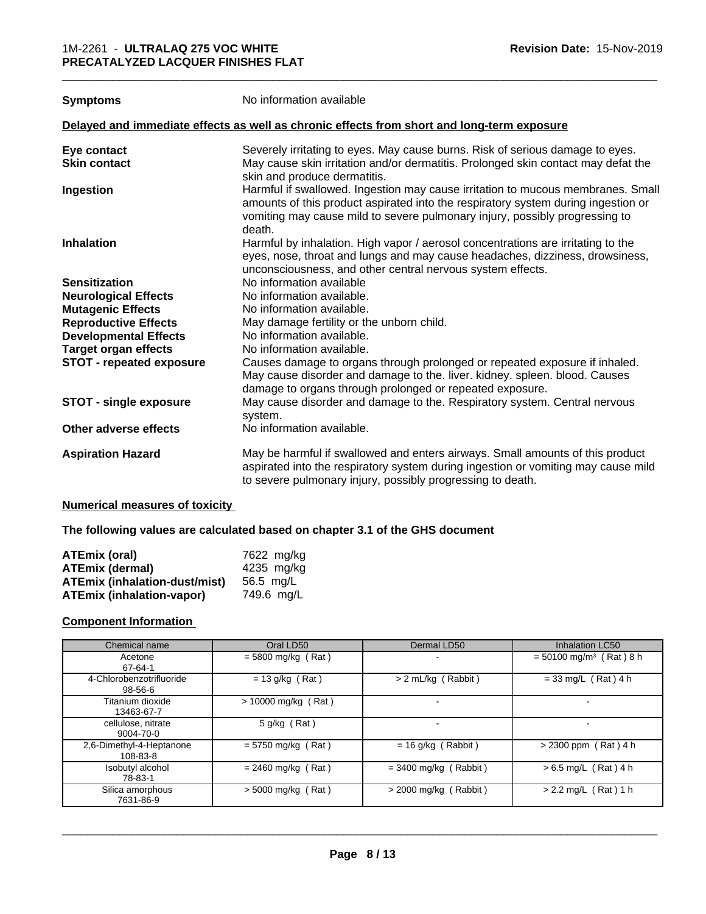**Symptoms** No information available

**Delayed and immediate effects as well as chronic effects from short and long-term exposure**

| | |
|---|---|
| **Eye contact** | Severely irritating to eyes. May cause burns. Risk of serious damage to eyes. |
| **Skin contact** | May cause skin irritation and/or dermatitis. Prolonged skin contact may defat the skin and produce dermatitis. |
| **Ingestion** | Harmful if swallowed. Ingestion may cause irritation to mucous membranes. Small amounts of this product aspirated into the respiratory system during ingestion or vomiting may cause mild to severe pulmonary injury, possibly progressing to death. |
| **Inhalation** | Harmful by inhalation. High vapor / aerosol concentrations are irritating to the eyes, nose, throat and lungs and may cause headaches, dizziness, drowsiness, unconsciousness, and other central nervous system effects. |
| **Sensitization** | No information available |
| **Neurological Effects** | No information available. |
| **Mutagenic Effects** | No information available. |
| **Reproductive Effects** | May damage fertility or the unborn child. |
| **Developmental Effects** | No information available. |
| **Target organ effects** | No information available. |
| **STOT - repeated exposure** | Causes damage to organs through prolonged or repeated exposure if inhaled. May cause disorder and damage to the. liver. kidney. spleen. blood. Causes damage to organs through prolonged or repeated exposure. |
| **STOT - single exposure** | May cause disorder and damage to the. Respiratory system. Central nervous system. |
| **Other adverse effects** | No information available. |
| **Aspiration Hazard** | May be harmful if swallowed and enters airways. Small amounts of this product aspirated into the respiratory system during ingestion or vomiting may cause mild to severe pulmonary injury, possibly progressing to death. |

**Numerical measures of toxicity**

**The following values are calculated based on chapter 3.1 of the GHS document**

| | |
|---|---|
| **ATEmix (oral)** | 7622 mg/kg |
| **ATEmix (dermal)** | 4235 mg/kg |
| **ATEmix (inhalation-dust/mist)** | 56.5 mg/L |
| **ATEmix (inhalation-vapor)** | 749.6 mg/L |

**Component Information**

| Chemical name | Oral LD50 | Dermal LD50 | Inhalation LC50 |
|---|---|---|---|
| Acetone<br>67-64-1 | = 5800 mg/kg ( Rat ) | - | = 50100 mg/m³ ( Rat ) 8 h |
| 4-Chlorobenzotrifluoride<br>98-56-6 | = 13 g/kg ( Rat ) | > 2 mL/kg ( Rabbit ) | = 33 mg/L ( Rat ) 4 h |
| Titanium dioxide<br>13463-67-7 | > 10000 mg/kg ( Rat ) | - | - |
| cellulose, nitrate<br>9004-70-0 | 5 g/kg ( Rat ) | - | - |
| 2,6-Dimethyl-4-Heptanone<br>108-83-8 | = 5750 mg/kg ( Rat ) | = 16 g/kg ( Rabbit ) | > 2300 ppm ( Rat ) 4 h |
| Isobutyl alcohol<br>78-83-1 | = 2460 mg/kg ( Rat ) | = 3400 mg/kg ( Rabbit ) | > 6.5 mg/L ( Rat ) 4 h |
| Silica amorphous<br>7631-86-9 | > 5000 mg/kg ( Rat ) | > 2000 mg/kg ( Rabbit ) | > 2.2 mg/L ( Rat ) 1 h |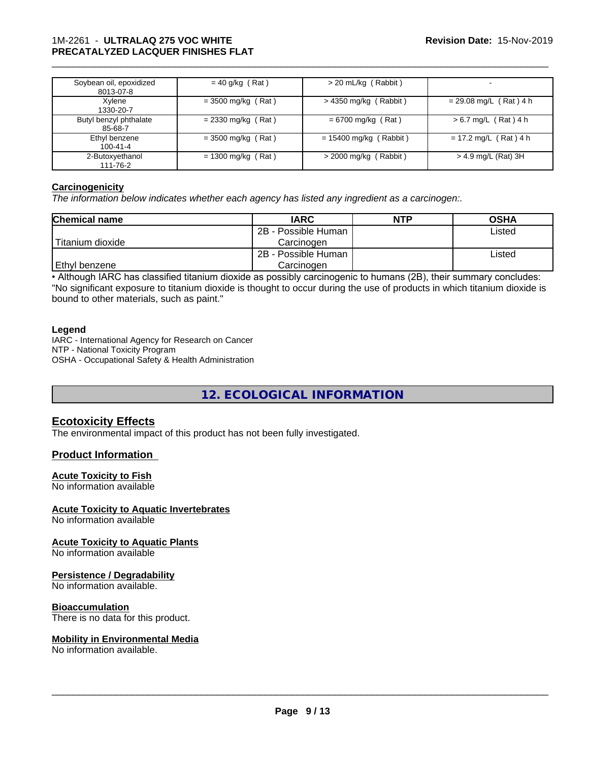| Soybean oil, epoxidized 8013-07-8 | = 40 g/kg ( Rat ) | > 20 mL/kg ( Rabbit ) | - |
|---|---|---|---|
| Xylene 1330-20-7 | = 3500 mg/kg ( Rat ) | > 4350 mg/kg ( Rabbit ) | = 29.08 mg/L ( Rat ) 4 h |
| Butyl benzyl phthalate 85-68-7 | = 2330 mg/kg ( Rat ) | = 6700 mg/kg ( Rat ) | > 6.7 mg/L ( Rat ) 4 h |
| Ethyl benzene 100-41-4 | = 3500 mg/kg ( Rat ) | = 15400 mg/kg ( Rabbit ) | = 17.2 mg/L ( Rat ) 4 h |
| 2-Butoxyethanol 111-76-2 | = 1300 mg/kg ( Rat ) | > 2000 mg/kg ( Rabbit ) | > 4.9 mg/L (Rat) 3H |

**Carcinogenicity**

*The information below indicates whether each agency has listed any ingredient as a carcinogen:.*

| Chemical name | IARC | NTP | OSHA |
|---|---|---|---|
| Titanium dioxide | 2B - Possible Human Carcinogen | | Listed |
| Ethyl benzene | 2B - Possible Human Carcinogen | | Listed |

• Although IARC has classified titanium dioxide as possibly carcinogenic to humans (2B), their summary concludes: "No significant exposure to titanium dioxide is thought to occur during the use of products in which titanium dioxide is bound to other materials, such as paint."

**Legend**

IARC - International Agency for Research on Cancer
NTP - National Toxicity Program
OSHA - Occupational Safety & Health Administration

## 12. ECOLOGICAL INFORMATION

### Ecotoxicity Effects

The environmental impact of this product has not been fully investigated.

### Product Information

**Acute Toxicity to Fish**

No information available

**Acute Toxicity to Aquatic Invertebrates**

No information available

**Acute Toxicity to Aquatic Plants**

No information available

**Persistence / Degradability**

No information available.

**Bioaccumulation**

There is no data for this product.

**Mobility in Environmental Media**

No information available.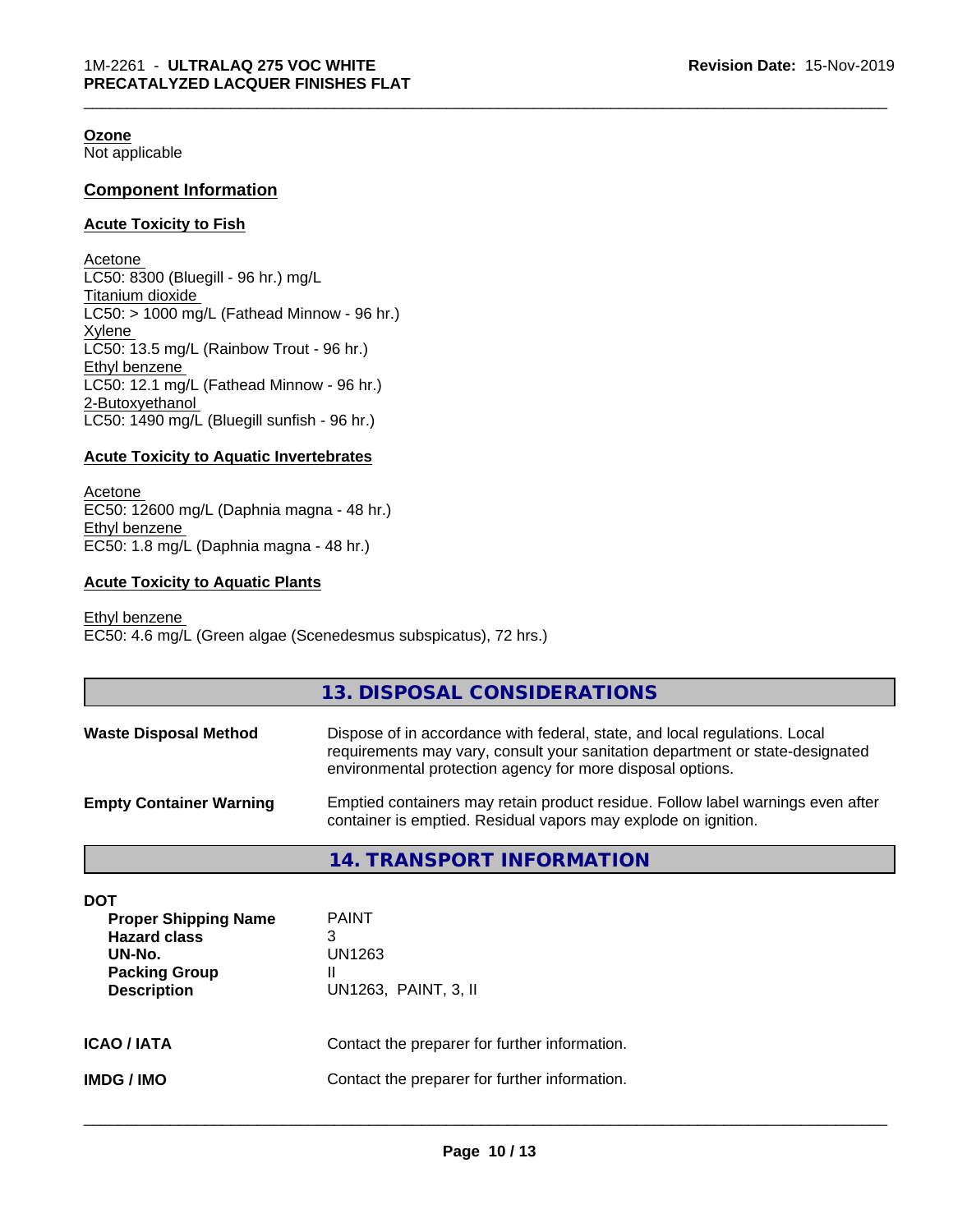**Ozone**
Not applicable

## Component Information

### Acute Toxicity to Fish

Acetone
LC50: 8300 (Bluegill - 96 hr.) mg/L
Titanium dioxide
LC50: > 1000 mg/L (Fathead Minnow - 96 hr.)
Xylene
LC50: 13.5 mg/L (Rainbow Trout - 96 hr.)
Ethyl benzene
LC50: 12.1 mg/L (Fathead Minnow - 96 hr.)
2-Butoxyethanol
LC50: 1490 mg/L (Bluegill sunfish - 96 hr.)

### Acute Toxicity to Aquatic Invertebrates

Acetone
EC50: 12600 mg/L (Daphnia magna - 48 hr.)
Ethyl benzene
EC50: 1.8 mg/L (Daphnia magna - 48 hr.)

### Acute Toxicity to Aquatic Plants

Ethyl benzene
EC50: 4.6 mg/L (Green algae (Scenedesmus subspicatus), 72 hrs.)

## 13. DISPOSAL CONSIDERATIONS

**Waste Disposal Method** Dispose of in accordance with federal, state, and local regulations. Local requirements may vary, consult your sanitation department or state-designated environmental protection agency for more disposal options.

**Empty Container Warning** Emptied containers may retain product residue. Follow label warnings even after container is emptied. Residual vapors may explode on ignition.

## 14. TRANSPORT INFORMATION

**DOT**

| | |
|---|---|
| **Proper Shipping Name** | PAINT |
| **Hazard class** | 3 |
| **UN-No.** | UN1263 |
| **Packing Group** | II |
| **Description** | UN1263, PAINT, 3, II |

**ICAO / IATA** Contact the preparer for further information.

**IMDG / IMO** Contact the preparer for further information.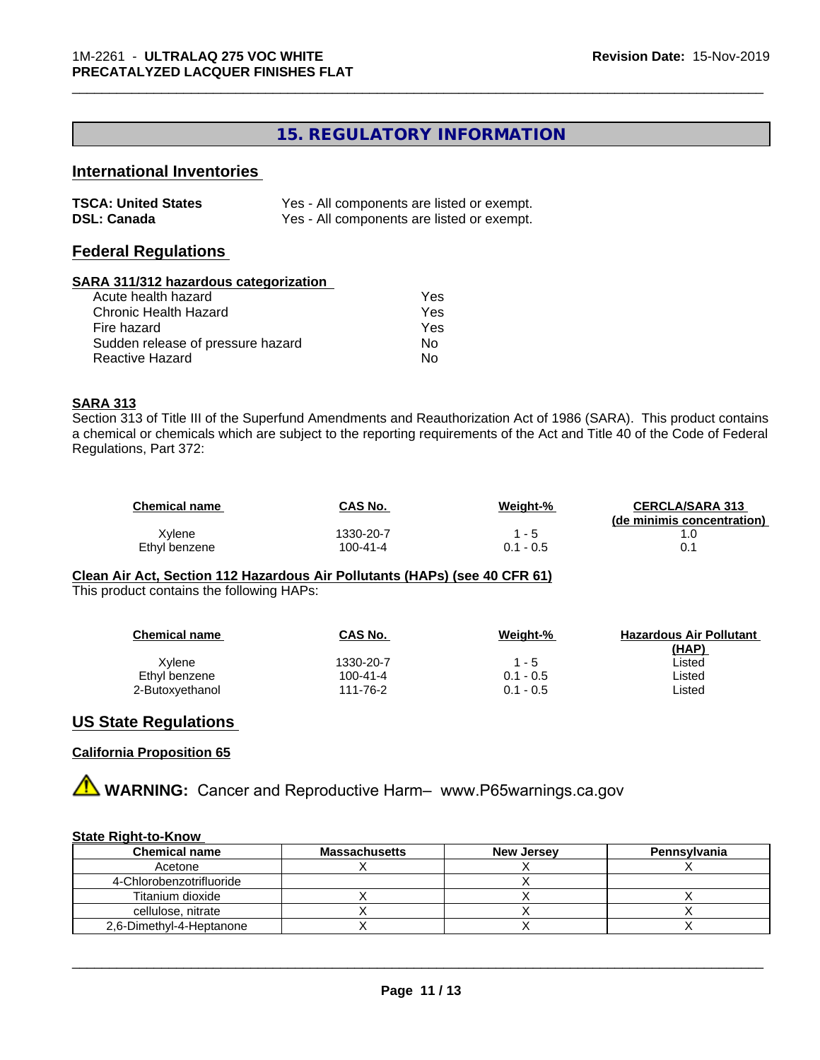## 15. REGULATORY INFORMATION

### International Inventories

**TSCA: United States** Yes - All components are listed or exempt.
**DSL: Canada** Yes - All components are listed or exempt.

### Federal Regulations

**SARA 311/312 hazardous categorization**

| | |
|---|---|
| Acute health hazard | Yes |
| Chronic Health Hazard | Yes |
| Fire hazard | Yes |
| Sudden release of pressure hazard | No |
| Reactive Hazard | No |

**SARA 313**

Section 313 of Title III of the Superfund Amendments and Reauthorization Act of 1986 (SARA). This product contains a chemical or chemicals which are subject to the reporting requirements of the Act and Title 40 of the Code of Federal Regulations, Part 372:

| Chemical name | CAS No. | Weight-% | CERCLA/SARA 313 (de minimis concentration) |
|---|---|---|---|
| Xylene | 1330-20-7 | 1 - 5 | 1.0 |
| Ethyl benzene | 100-41-4 | 0.1 - 0.5 | 0.1 |

**Clean Air Act, Section 112 Hazardous Air Pollutants (HAPs) (see 40 CFR 61)**

This product contains the following HAPs:

| Chemical name | CAS No. | Weight-% | Hazardous Air Pollutant (HAP) |
|---|---|---|---|
| Xylene | 1330-20-7 | 1 - 5 | Listed |
| Ethyl benzene | 100-41-4 | 0.1 - 0.5 | Listed |
| 2-Butoxyethanol | 111-76-2 | 0.1 - 0.5 | Listed |

### US State Regulations

**California Proposition 65**

⚠ **WARNING:** Cancer and Reproductive Harm– www.P65warnings.ca.gov

**State Right-to-Know**

| Chemical name | Massachusetts | New Jersey | Pennsylvania |
|---|---|---|---|
| Acetone | X | X | X |
| 4-Chlorobenzotrifluoride | | X | |
| Titanium dioxide | X | X | X |
| cellulose, nitrate | X | X | X |
| 2,6-Dimethyl-4-Heptanone | X | X | X |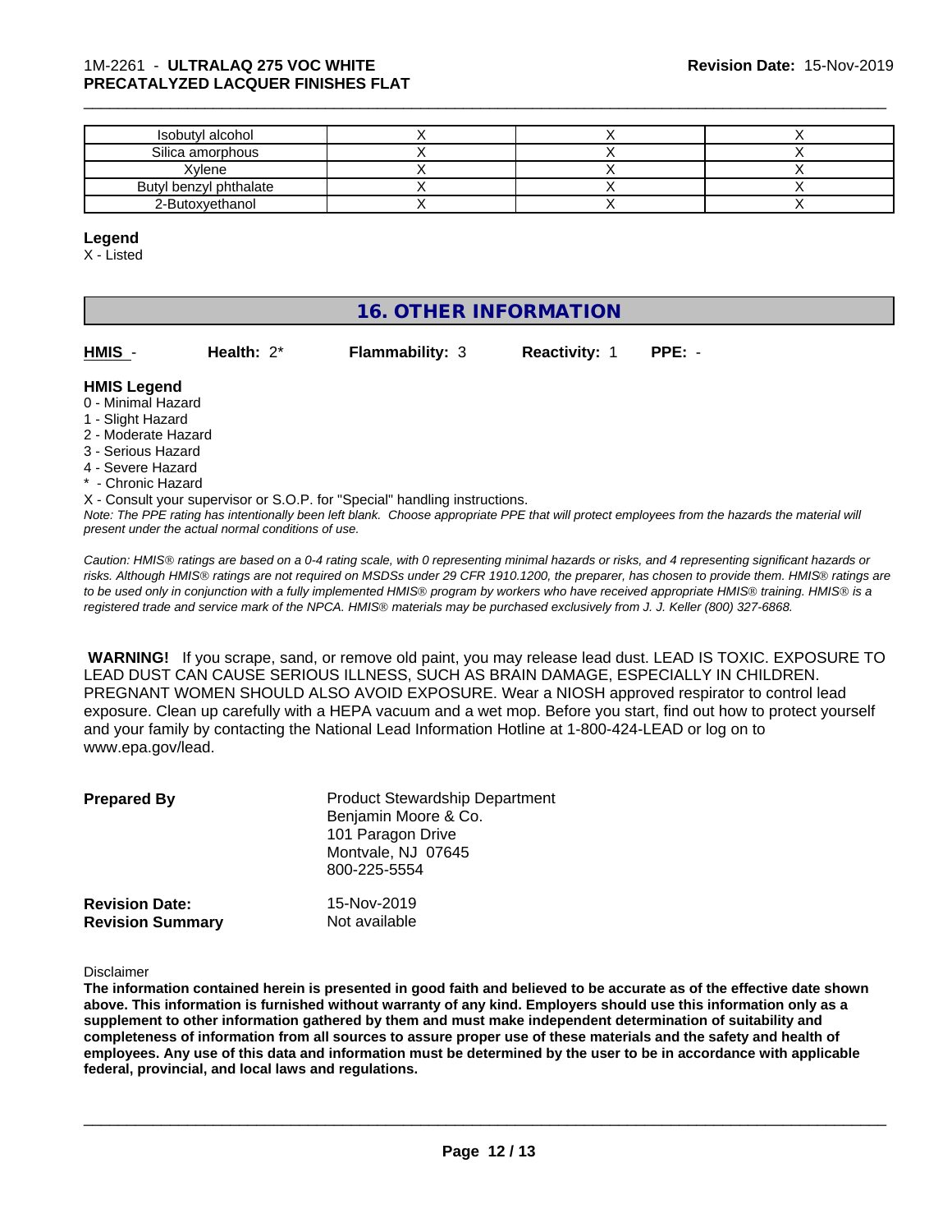| | | | |
|---|---|---|---|
| Isobutyl alcohol | X | X | X |
| Silica amorphous | X | X | X |
| Xylene | X | X | X |
| Butyl benzyl phthalate | X | X | X |
| 2-Butoxyethanol | X | X | X |

**Legend**

X - Listed

## 16. OTHER INFORMATION

**HMIS** - **Health:** 2* **Flammability:** 3 **Reactivity:** 1 **PPE:** -

**HMIS Legend**

0 - Minimal Hazard
1 - Slight Hazard
2 - Moderate Hazard
3 - Serious Hazard
4 - Severe Hazard
* - Chronic Hazard

X - Consult your supervisor or S.O.P. for "Special" handling instructions.

*Note: The PPE rating has intentionally been left blank. Choose appropriate PPE that will protect employees from the hazards the material will present under the actual normal conditions of use.*

*Caution: HMIS® ratings are based on a 0-4 rating scale, with 0 representing minimal hazards or risks, and 4 representing significant hazards or risks. Although HMIS® ratings are not required on MSDSs under 29 CFR 1910.1200, the preparer, has chosen to provide them. HMIS® ratings are to be used only in conjunction with a fully implemented HMIS® program by workers who have received appropriate HMIS® training. HMIS® is a registered trade and service mark of the NPCA. HMIS® materials may be purchased exclusively from J. J. Keller (800) 327-6868.*

**WARNING!** If you scrape, sand, or remove old paint, you may release lead dust. LEAD IS TOXIC. EXPOSURE TO LEAD DUST CAN CAUSE SERIOUS ILLNESS, SUCH AS BRAIN DAMAGE, ESPECIALLY IN CHILDREN. PREGNANT WOMEN SHOULD ALSO AVOID EXPOSURE. Wear a NIOSH approved respirator to control lead exposure. Clean up carefully with a HEPA vacuum and a wet mop. Before you start, find out how to protect yourself and your family by contacting the National Lead Information Hotline at 1-800-424-LEAD or log on to www.epa.gov/lead.

**Prepared By**

Product Stewardship Department
Benjamin Moore & Co.
101 Paragon Drive
Montvale, NJ 07645
800-225-5554

**Revision Date:** 15-Nov-2019

**Revision Summary** Not available

Disclaimer

**The information contained herein is presented in good faith and believed to be accurate as of the effective date shown above. This information is furnished without warranty of any kind. Employers should use this information only as a supplement to other information gathered by them and must make independent determination of suitability and completeness of information from all sources to assure proper use of these materials and the safety and health of employees. Any use of this data and information must be determined by the user to be in accordance with applicable federal, provincial, and local laws and regulations.**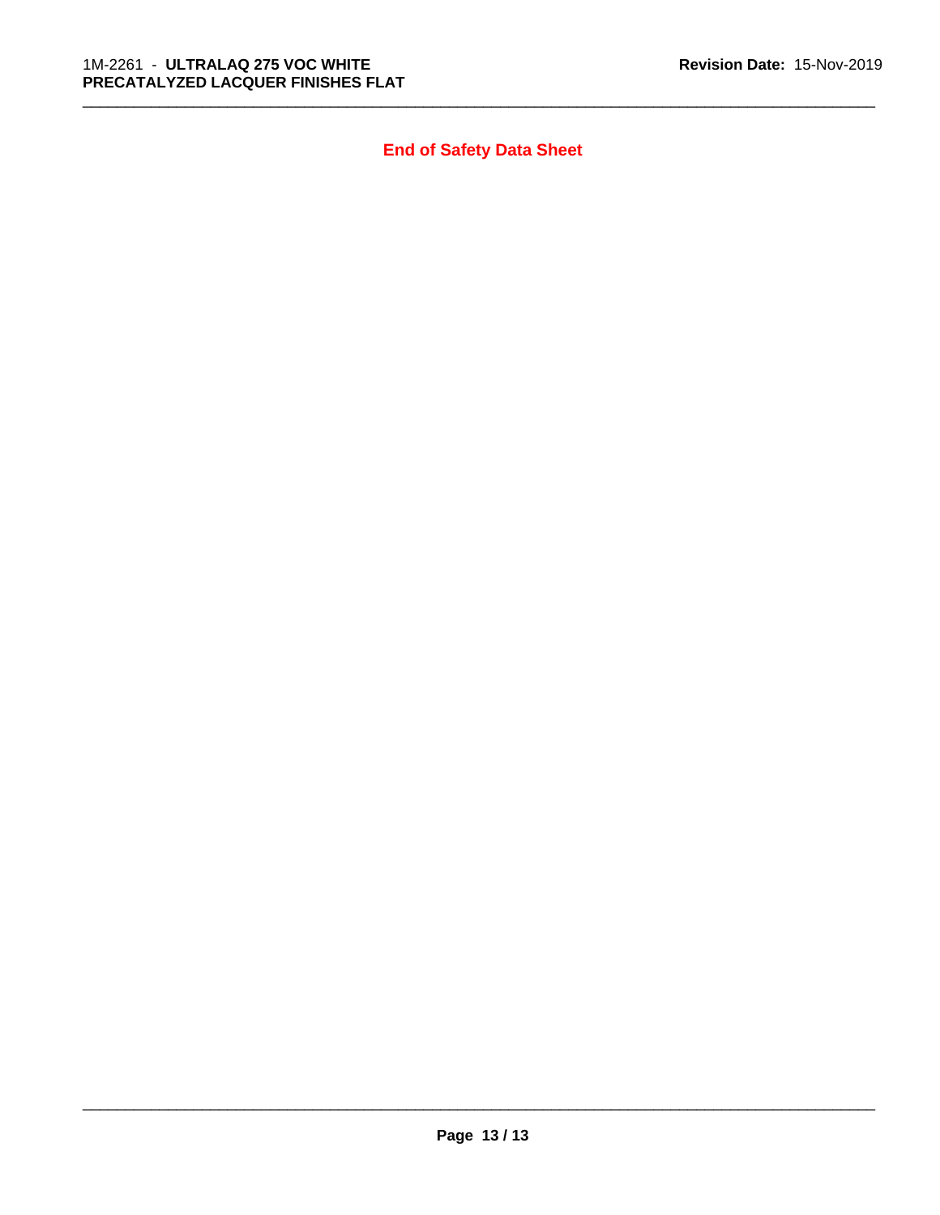**End of Safety Data Sheet**